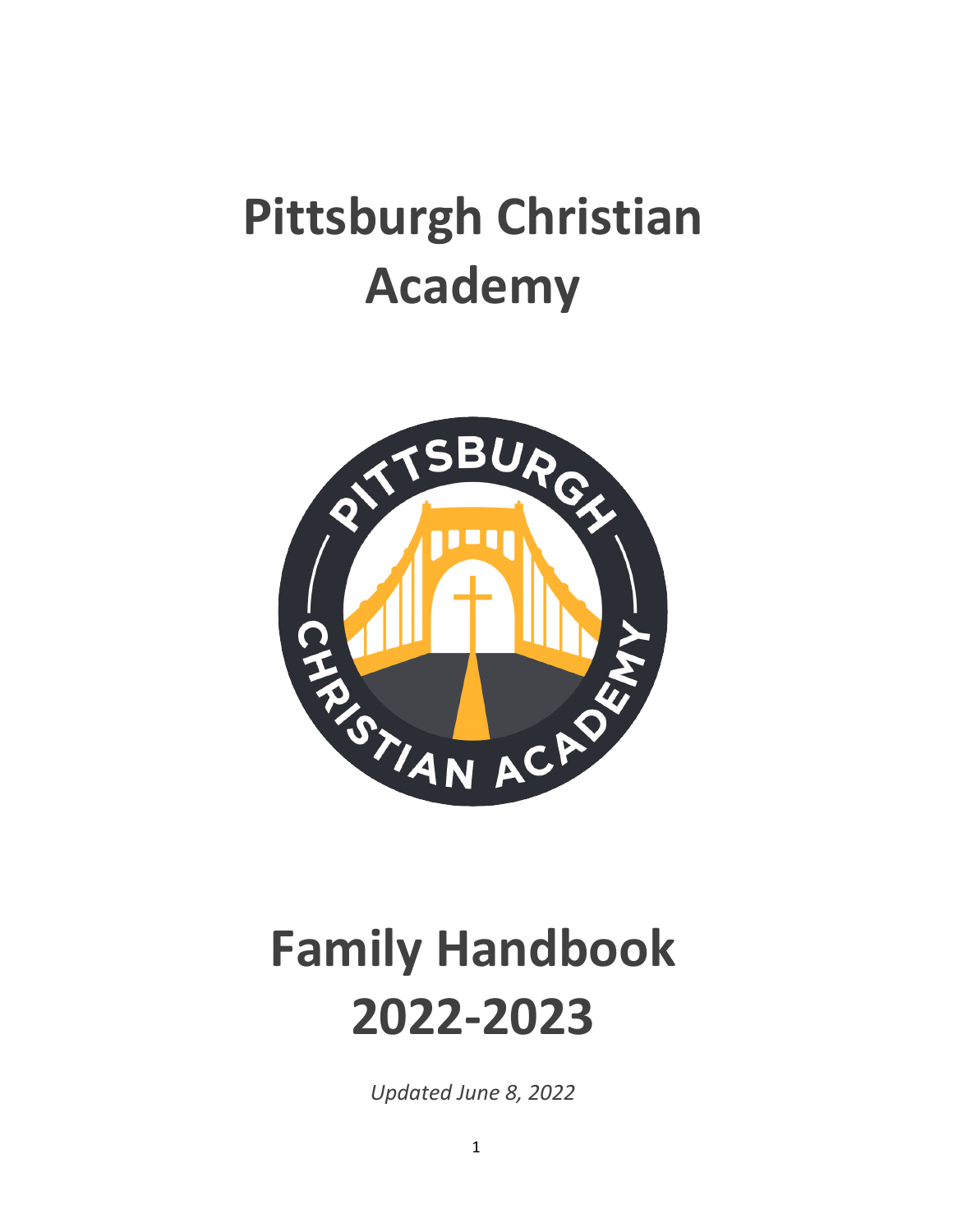# Pittsburgh Christian Academy

# Family Handbook 2022-2023

*Updated June 8, 2022*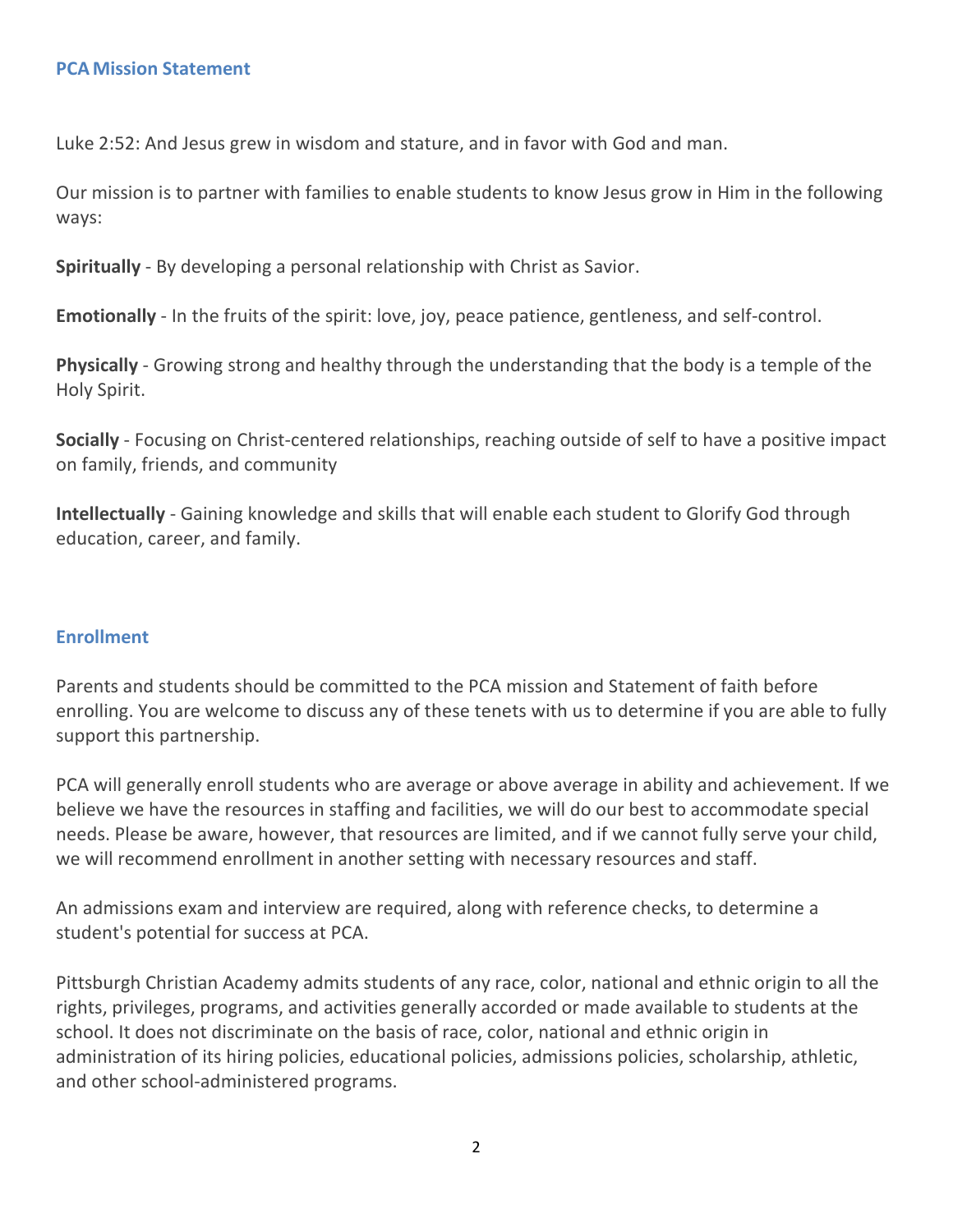## PCA Mission Statement

Luke 2:52: And Jesus grew in wisdom and stature, and in favor with God and man.

Our mission is to partner with families to enable students to know Jesus grow in Him in the following ways:

**Spiritually** - By developing a personal relationship with Christ as Savior.

**Emotionally** - In the fruits of the spirit: love, joy, peace patience, gentleness, and self-control.

**Physically** - Growing strong and healthy through the understanding that the body is a temple of the Holy Spirit.

**Socially** - Focusing on Christ-centered relationships, reaching outside of self to have a positive impact on family, friends, and community

**Intellectually** - Gaining knowledge and skills that will enable each student to Glorify God through education, career, and family.

## Enrollment

Parents and students should be committed to the PCA mission and Statement of faith before enrolling. You are welcome to discuss any of these tenets with us to determine if you are able to fully support this partnership.

PCA will generally enroll students who are average or above average in ability and achievement. If we believe we have the resources in staffing and facilities, we will do our best to accommodate special needs. Please be aware, however, that resources are limited, and if we cannot fully serve your child, we will recommend enrollment in another setting with necessary resources and staff.

An admissions exam and interview are required, along with reference checks, to determine a student's potential for success at PCA.

Pittsburgh Christian Academy admits students of any race, color, national and ethnic origin to all the rights, privileges, programs, and activities generally accorded or made available to students at the school. It does not discriminate on the basis of race, color, national and ethnic origin in administration of its hiring policies, educational policies, admissions policies, scholarship, athletic, and other school-administered programs.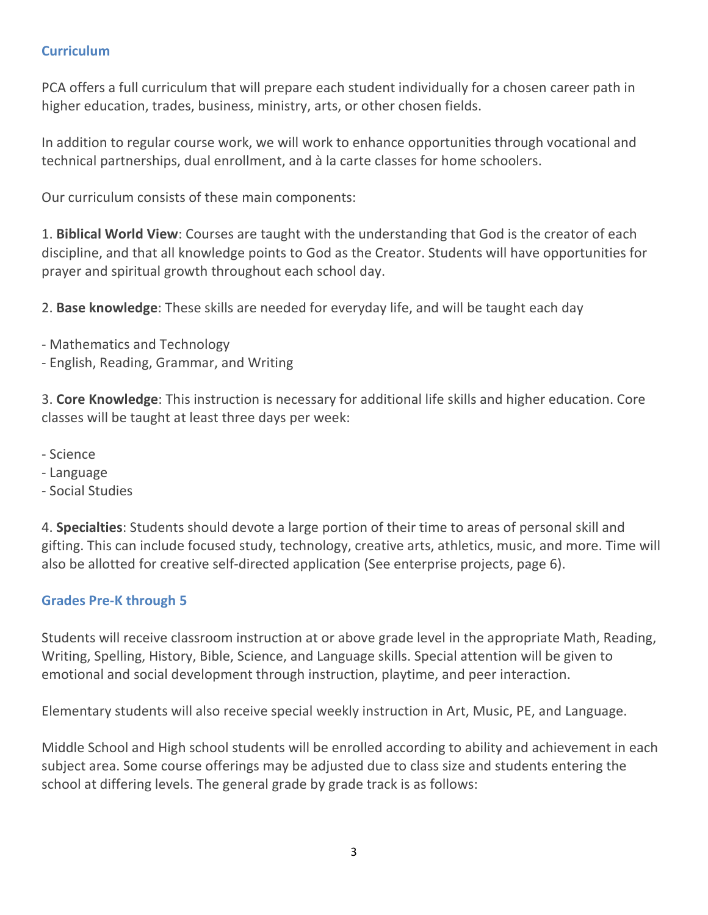## Curriculum

PCA offers a full curriculum that will prepare each student individually for a chosen career path in higher education, trades, business, ministry, arts, or other chosen fields.

In addition to regular course work, we will work to enhance opportunities through vocational and technical partnerships, dual enrollment, and à la carte classes for home schoolers.

Our curriculum consists of these main components:

1. **Biblical World View**: Courses are taught with the understanding that God is the creator of each discipline, and that all knowledge points to God as the Creator. Students will have opportunities for prayer and spiritual growth throughout each school day.

2. **Base knowledge**: These skills are needed for everyday life, and will be taught each day

- Mathematics and Technology
- English, Reading, Grammar, and Writing

3. **Core Knowledge**: This instruction is necessary for additional life skills and higher education. Core classes will be taught at least three days per week:

- Science
- Language
- Social Studies

4. **Specialties**: Students should devote a large portion of their time to areas of personal skill and gifting. This can include focused study, technology, creative arts, athletics, music, and more. Time will also be allotted for creative self-directed application (See enterprise projects, page 6).

## Grades Pre-K through 5

Students will receive classroom instruction at or above grade level in the appropriate Math, Reading, Writing, Spelling, History, Bible, Science, and Language skills. Special attention will be given to emotional and social development through instruction, playtime, and peer interaction.

Elementary students will also receive special weekly instruction in Art, Music, PE, and Language.

Middle School and High school students will be enrolled according to ability and achievement in each subject area. Some course offerings may be adjusted due to class size and students entering the school at differing levels. The general grade by grade track is as follows: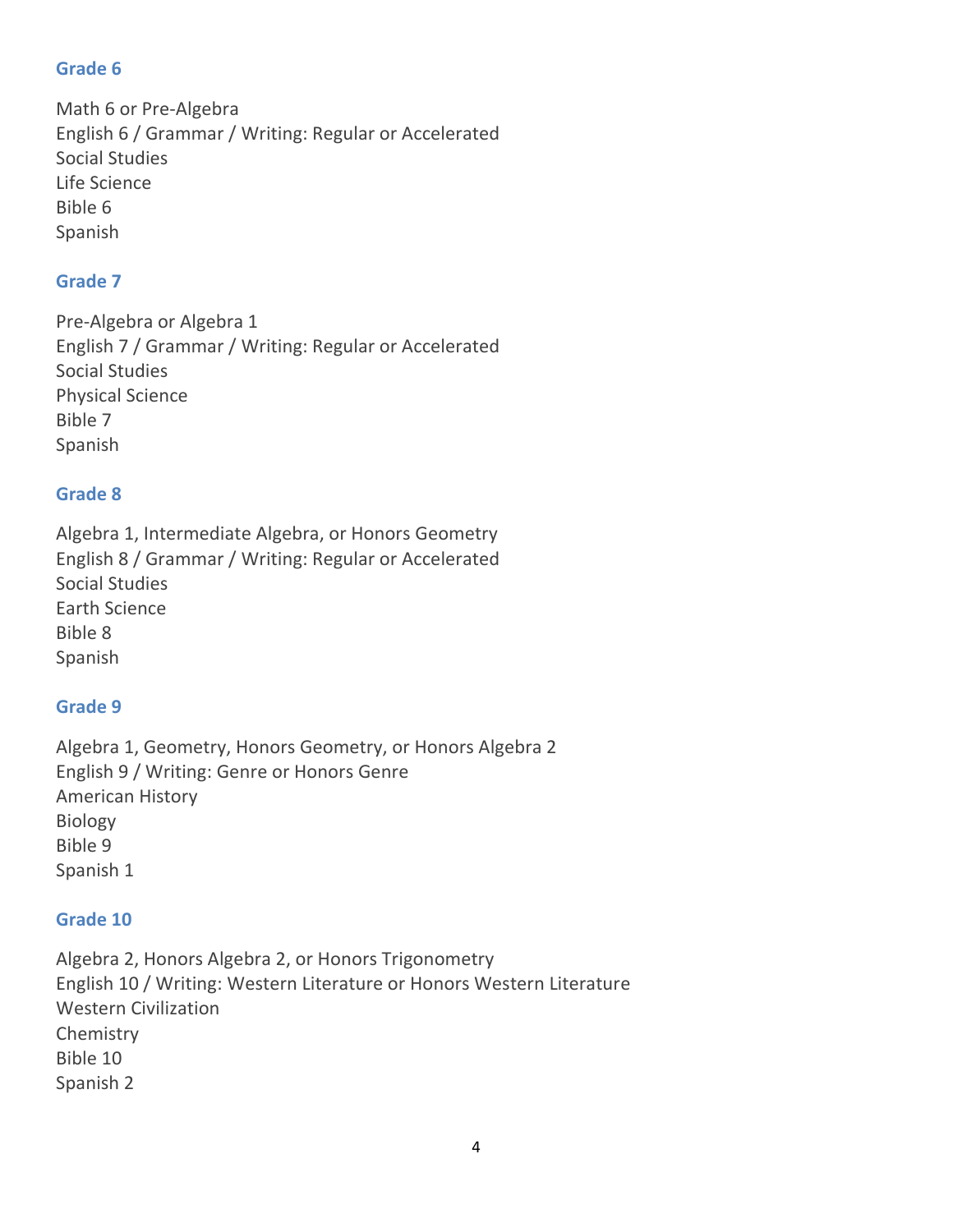### Grade 6

Math 6 or Pre-Algebra
English 6 / Grammar / Writing: Regular or Accelerated
Social Studies
Life Science
Bible 6
Spanish

### Grade 7

Pre-Algebra or Algebra 1
English 7 / Grammar / Writing: Regular or Accelerated
Social Studies
Physical Science
Bible 7
Spanish

### Grade 8

Algebra 1, Intermediate Algebra, or Honors Geometry
English 8 / Grammar / Writing: Regular or Accelerated
Social Studies
Earth Science
Bible 8
Spanish

### Grade 9

Algebra 1, Geometry, Honors Geometry, or Honors Algebra 2
English 9 / Writing: Genre or Honors Genre
American History
Biology
Bible 9
Spanish 1

### Grade 10

Algebra 2, Honors Algebra 2, or Honors Trigonometry
English 10 / Writing: Western Literature or Honors Western Literature
Western Civilization
Chemistry
Bible 10
Spanish 2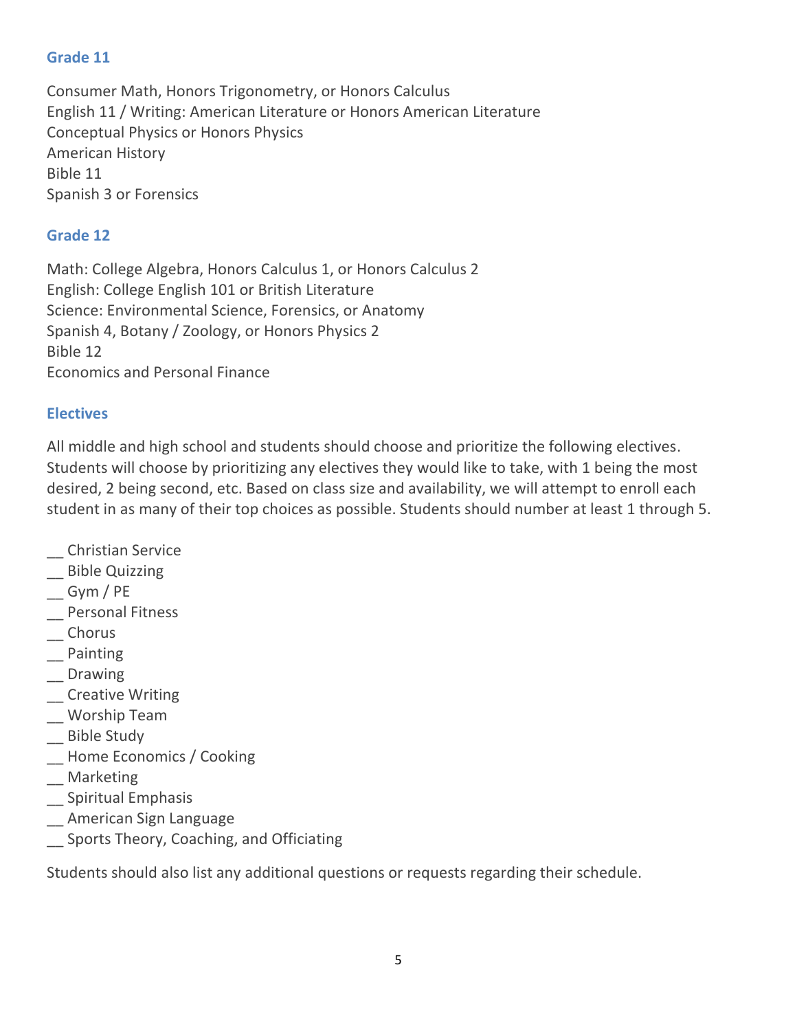## Grade 11

Consumer Math, Honors Trigonometry, or Honors Calculus
English 11 / Writing: American Literature or Honors American Literature
Conceptual Physics or Honors Physics
American History
Bible 11
Spanish 3 or Forensics

## Grade 12

Math: College Algebra, Honors Calculus 1, or Honors Calculus 2
English: College English 101 or British Literature
Science: Environmental Science, Forensics, or Anatomy
Spanish 4, Botany / Zoology, or Honors Physics 2
Bible 12
Economics and Personal Finance

## Electives

All middle and high school and students should choose and prioritize the following electives. Students will choose by prioritizing any electives they would like to take, with 1 being the most desired, 2 being second, etc. Based on class size and availability, we will attempt to enroll each student in as many of their top choices as possible. Students should number at least 1 through 5.

__ Christian Service
__ Bible Quizzing
__ Gym / PE
__ Personal Fitness
__ Chorus
__ Painting
__ Drawing
__ Creative Writing
__ Worship Team
__ Bible Study
__ Home Economics / Cooking
__ Marketing
__ Spiritual Emphasis
__ American Sign Language
__ Sports Theory, Coaching, and Officiating

Students should also list any additional questions or requests regarding their schedule.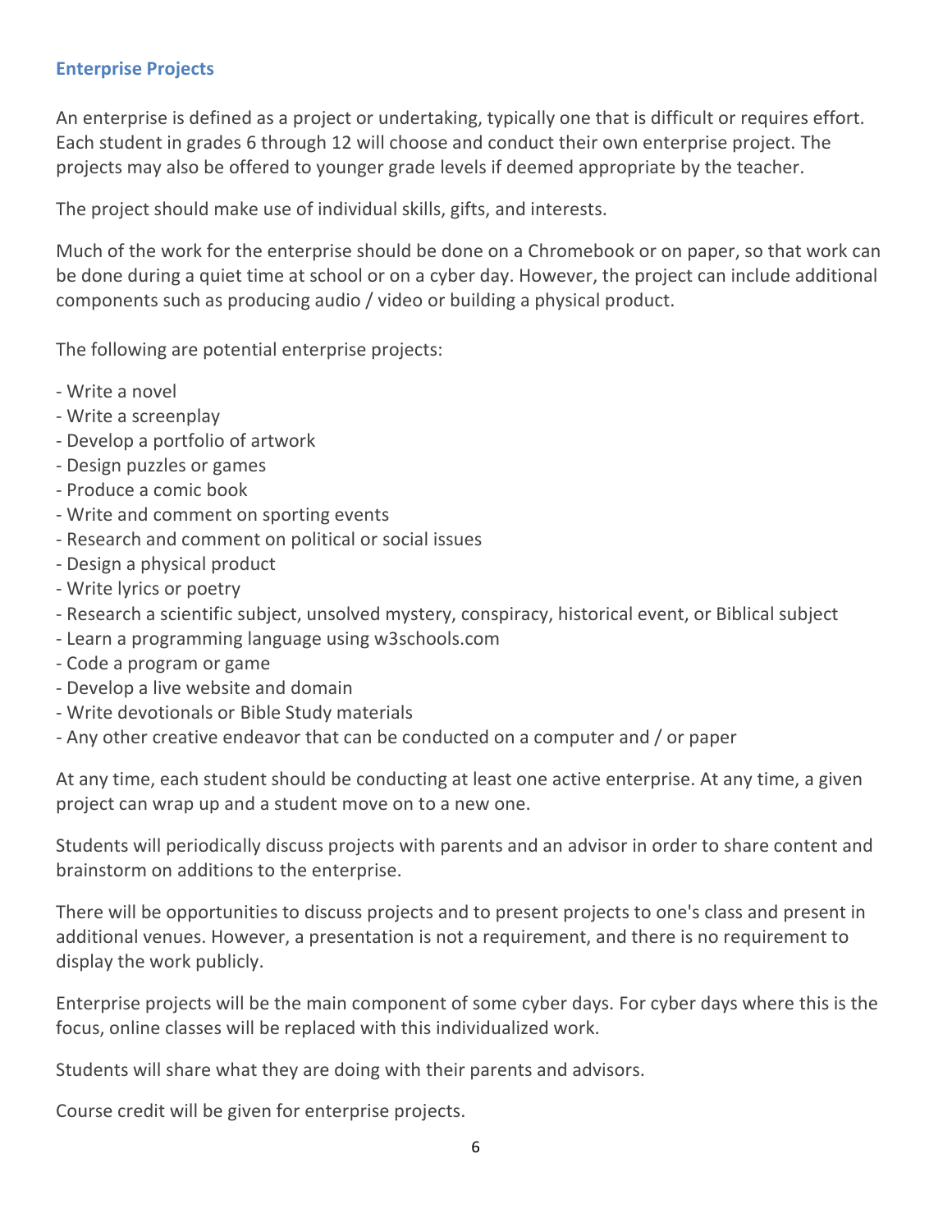## Enterprise Projects

An enterprise is defined as a project or undertaking, typically one that is difficult or requires effort. Each student in grades 6 through 12 will choose and conduct their own enterprise project. The projects may also be offered to younger grade levels if deemed appropriate by the teacher.

The project should make use of individual skills, gifts, and interests.

Much of the work for the enterprise should be done on a Chromebook or on paper, so that work can be done during a quiet time at school or on a cyber day. However, the project can include additional components such as producing audio / video or building a physical product.

The following are potential enterprise projects:

- Write a novel
- Write a screenplay
- Develop a portfolio of artwork
- Design puzzles or games
- Produce a comic book
- Write and comment on sporting events
- Research and comment on political or social issues
- Design a physical product
- Write lyrics or poetry
- Research a scientific subject, unsolved mystery, conspiracy, historical event, or Biblical subject
- Learn a programming language using w3schools.com
- Code a program or game
- Develop a live website and domain
- Write devotionals or Bible Study materials
- Any other creative endeavor that can be conducted on a computer and / or paper

At any time, each student should be conducting at least one active enterprise. At any time, a given project can wrap up and a student move on to a new one.

Students will periodically discuss projects with parents and an advisor in order to share content and brainstorm on additions to the enterprise.

There will be opportunities to discuss projects and to present projects to one's class and present in additional venues. However, a presentation is not a requirement, and there is no requirement to display the work publicly.

Enterprise projects will be the main component of some cyber days. For cyber days where this is the focus, online classes will be replaced with this individualized work.

Students will share what they are doing with their parents and advisors.

Course credit will be given for enterprise projects.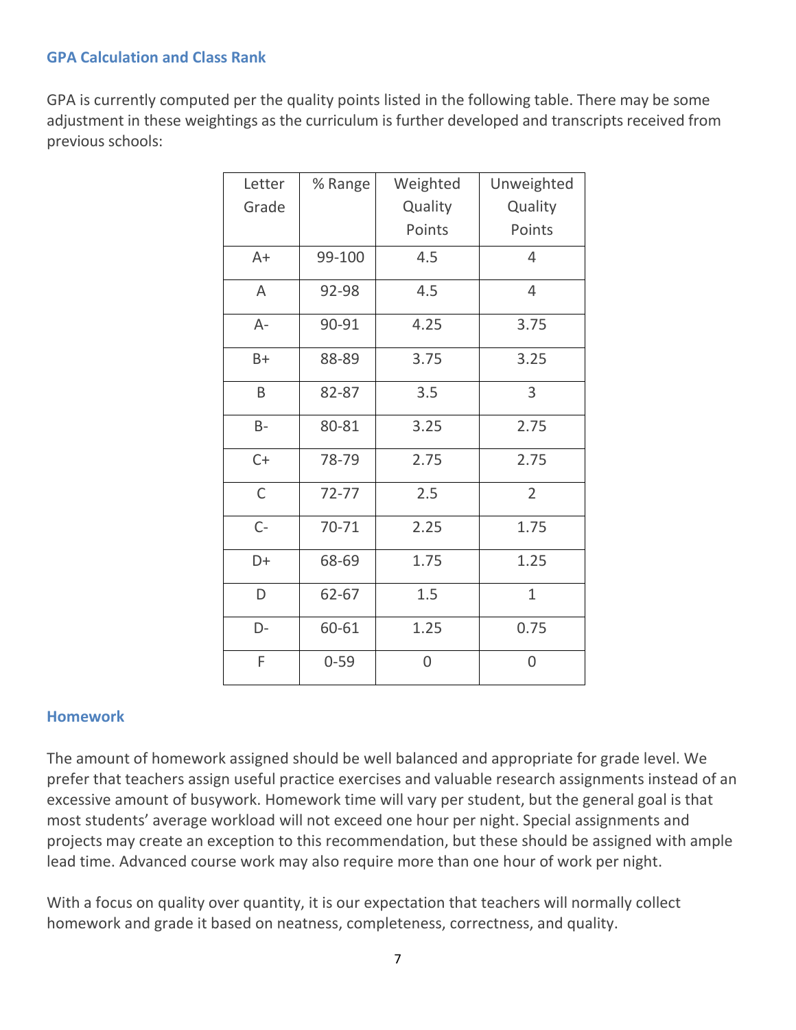## GPA Calculation and Class Rank

GPA is currently computed per the quality points listed in the following table. There may be some adjustment in these weightings as the curriculum is further developed and transcripts received from previous schools:

| Letter Grade | % Range | Weighted Quality Points | Unweighted Quality Points |
|---|---|---|---|
| A+ | 99-100 | 4.5 | 4 |
| A | 92-98 | 4.5 | 4 |
| A- | 90-91 | 4.25 | 3.75 |
| B+ | 88-89 | 3.75 | 3.25 |
| B | 82-87 | 3.5 | 3 |
| B- | 80-81 | 3.25 | 2.75 |
| C+ | 78-79 | 2.75 | 2.75 |
| C | 72-77 | 2.5 | 2 |
| C- | 70-71 | 2.25 | 1.75 |
| D+ | 68-69 | 1.75 | 1.25 |
| D | 62-67 | 1.5 | 1 |
| D- | 60-61 | 1.25 | 0.75 |
| F | 0-59 | 0 | 0 |

## Homework

The amount of homework assigned should be well balanced and appropriate for grade level. We prefer that teachers assign useful practice exercises and valuable research assignments instead of an excessive amount of busywork. Homework time will vary per student, but the general goal is that most students' average workload will not exceed one hour per night. Special assignments and projects may create an exception to this recommendation, but these should be assigned with ample lead time. Advanced course work may also require more than one hour of work per night.

With a focus on quality over quantity, it is our expectation that teachers will normally collect homework and grade it based on neatness, completeness, correctness, and quality.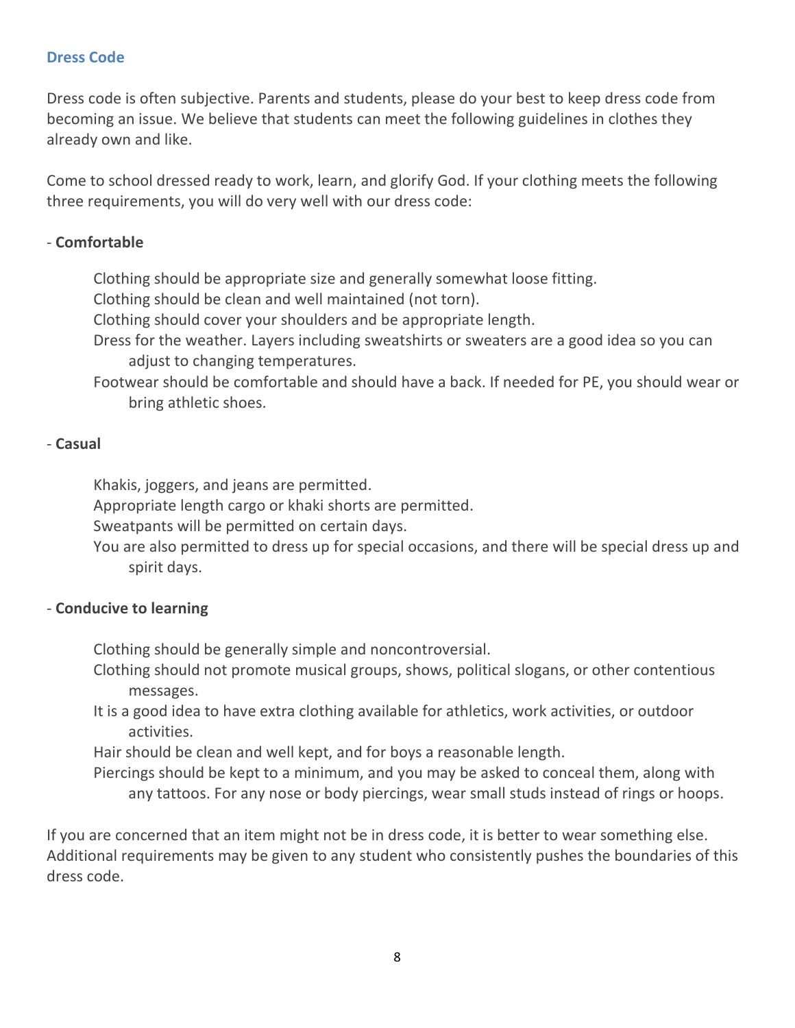## Dress Code

Dress code is often subjective. Parents and students, please do your best to keep dress code from becoming an issue. We believe that students can meet the following guidelines in clothes they already own and like.

Come to school dressed ready to work, learn, and glorify God. If your clothing meets the following three requirements, you will do very well with our dress code:

- **Comfortable**

    Clothing should be appropriate size and generally somewhat loose fitting.
    Clothing should be clean and well maintained (not torn).
    Clothing should cover your shoulders and be appropriate length.
    Dress for the weather. Layers including sweatshirts or sweaters are a good idea so you can adjust to changing temperatures.
    Footwear should be comfortable and should have a back. If needed for PE, you should wear or bring athletic shoes.

- **Casual**

    Khakis, joggers, and jeans are permitted.
    Appropriate length cargo or khaki shorts are permitted.
    Sweatpants will be permitted on certain days.
    You are also permitted to dress up for special occasions, and there will be special dress up and spirit days.

- **Conducive to learning**

    Clothing should be generally simple and noncontroversial.
    Clothing should not promote musical groups, shows, political slogans, or other contentious messages.
    It is a good idea to have extra clothing available for athletics, work activities, or outdoor activities.
    Hair should be clean and well kept, and for boys a reasonable length.
    Piercings should be kept to a minimum, and you may be asked to conceal them, along with any tattoos. For any nose or body piercings, wear small studs instead of rings or hoops.

If you are concerned that an item might not be in dress code, it is better to wear something else. Additional requirements may be given to any student who consistently pushes the boundaries of this dress code.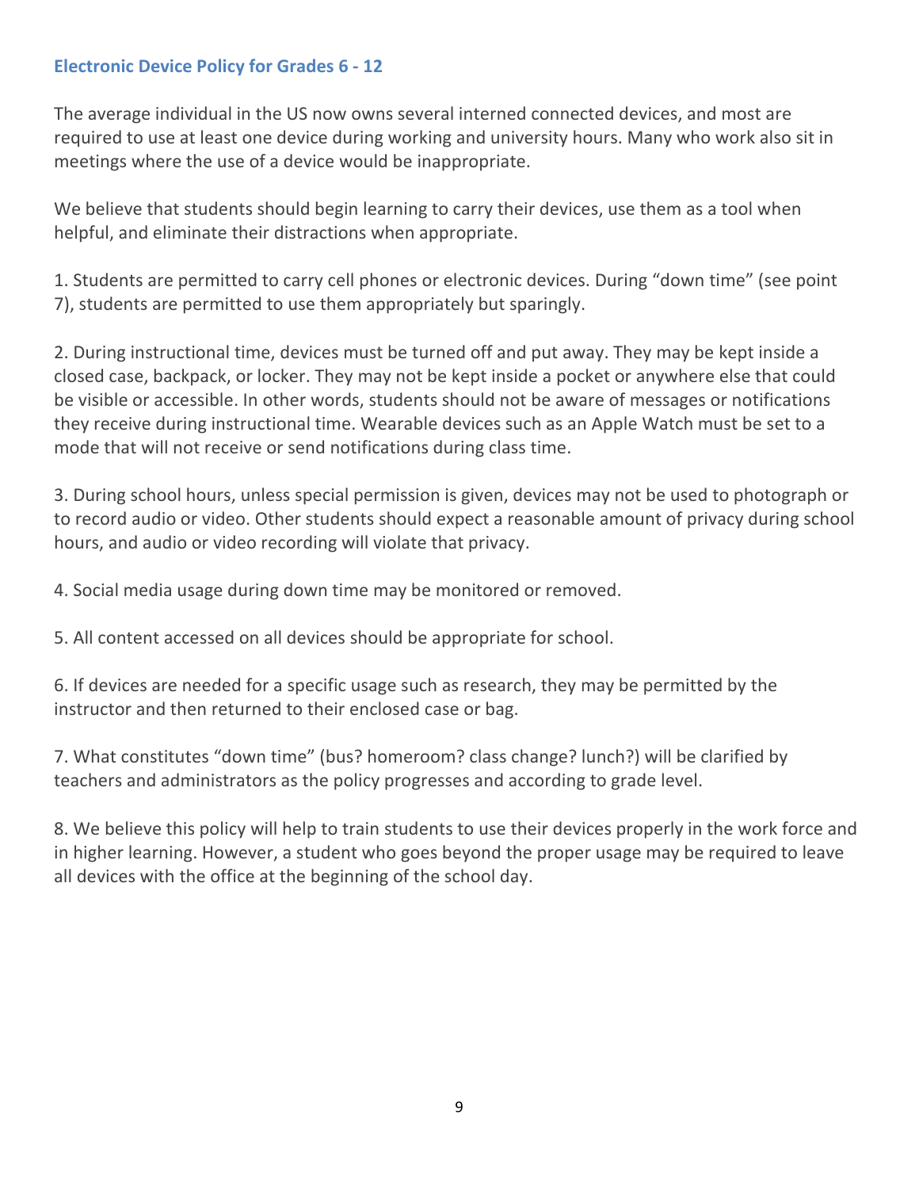## Electronic Device Policy for Grades 6 - 12

The average individual in the US now owns several interned connected devices, and most are required to use at least one device during working and university hours. Many who work also sit in meetings where the use of a device would be inappropriate.

We believe that students should begin learning to carry their devices, use them as a tool when helpful, and eliminate their distractions when appropriate.

1. Students are permitted to carry cell phones or electronic devices. During "down time" (see point 7), students are permitted to use them appropriately but sparingly.

2. During instructional time, devices must be turned off and put away. They may be kept inside a closed case, backpack, or locker. They may not be kept inside a pocket or anywhere else that could be visible or accessible. In other words, students should not be aware of messages or notifications they receive during instructional time. Wearable devices such as an Apple Watch must be set to a mode that will not receive or send notifications during class time.

3. During school hours, unless special permission is given, devices may not be used to photograph or to record audio or video. Other students should expect a reasonable amount of privacy during school hours, and audio or video recording will violate that privacy.

4. Social media usage during down time may be monitored or removed.

5. All content accessed on all devices should be appropriate for school.

6. If devices are needed for a specific usage such as research, they may be permitted by the instructor and then returned to their enclosed case or bag.

7. What constitutes "down time" (bus? homeroom? class change? lunch?) will be clarified by teachers and administrators as the policy progresses and according to grade level.

8. We believe this policy will help to train students to use their devices properly in the work force and in higher learning. However, a student who goes beyond the proper usage may be required to leave all devices with the office at the beginning of the school day.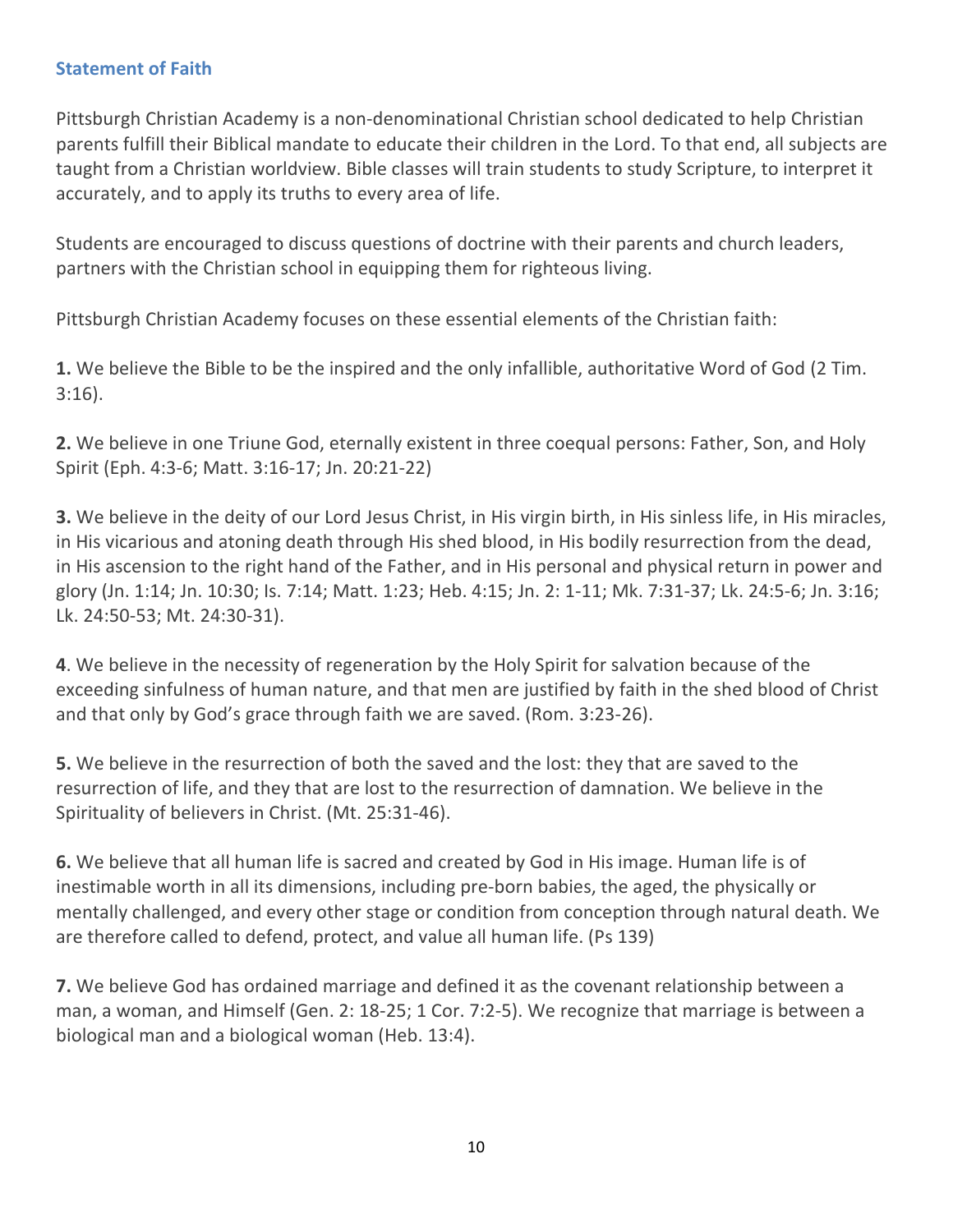## Statement of Faith

Pittsburgh Christian Academy is a non-denominational Christian school dedicated to help Christian parents fulfill their Biblical mandate to educate their children in the Lord. To that end, all subjects are taught from a Christian worldview. Bible classes will train students to study Scripture, to interpret it accurately, and to apply its truths to every area of life.

Students are encouraged to discuss questions of doctrine with their parents and church leaders, partners with the Christian school in equipping them for righteous living.

Pittsburgh Christian Academy focuses on these essential elements of the Christian faith:

**1.** We believe the Bible to be the inspired and the only infallible, authoritative Word of God (2 Tim. 3:16).

**2.** We believe in one Triune God, eternally existent in three coequal persons: Father, Son, and Holy Spirit (Eph. 4:3-6; Matt. 3:16-17; Jn. 20:21-22)

**3.** We believe in the deity of our Lord Jesus Christ, in His virgin birth, in His sinless life, in His miracles, in His vicarious and atoning death through His shed blood, in His bodily resurrection from the dead, in His ascension to the right hand of the Father, and in His personal and physical return in power and glory (Jn. 1:14; Jn. 10:30; Is. 7:14; Matt. 1:23; Heb. 4:15; Jn. 2: 1-11; Mk. 7:31-37; Lk. 24:5-6; Jn. 3:16; Lk. 24:50-53; Mt. 24:30-31).

**4**. We believe in the necessity of regeneration by the Holy Spirit for salvation because of the exceeding sinfulness of human nature, and that men are justified by faith in the shed blood of Christ and that only by God's grace through faith we are saved. (Rom. 3:23-26).

**5.** We believe in the resurrection of both the saved and the lost: they that are saved to the resurrection of life, and they that are lost to the resurrection of damnation. We believe in the Spirituality of believers in Christ. (Mt. 25:31-46).

**6.** We believe that all human life is sacred and created by God in His image. Human life is of inestimable worth in all its dimensions, including pre-born babies, the aged, the physically or mentally challenged, and every other stage or condition from conception through natural death. We are therefore called to defend, protect, and value all human life. (Ps 139)

**7.** We believe God has ordained marriage and defined it as the covenant relationship between a man, a woman, and Himself (Gen. 2: 18-25; 1 Cor. 7:2-5). We recognize that marriage is between a biological man and a biological woman (Heb. 13:4).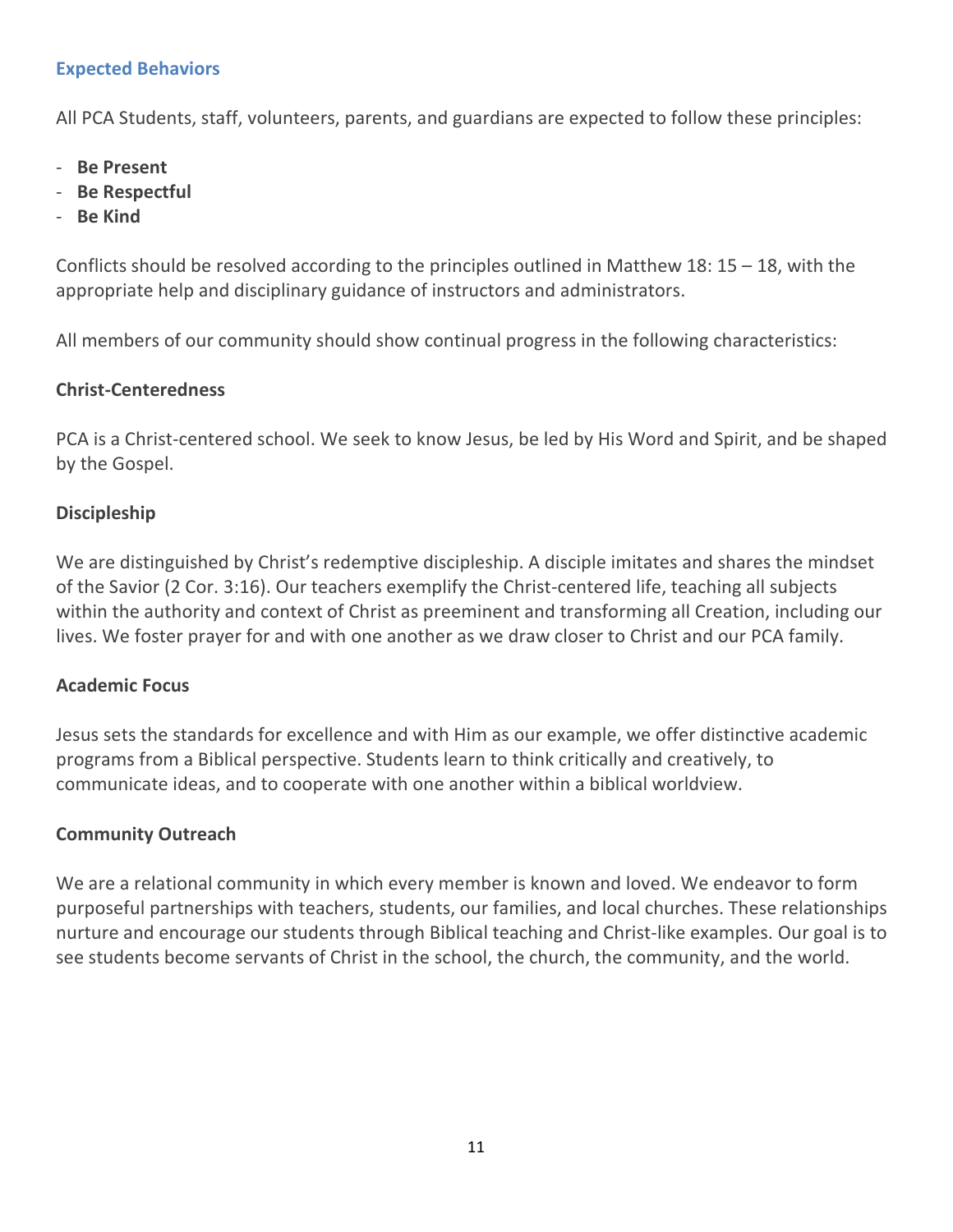## Expected Behaviors

All PCA Students, staff, volunteers, parents, and guardians are expected to follow these principles:

- **Be Present**
- **Be Respectful**
- **Be Kind**

Conflicts should be resolved according to the principles outlined in Matthew 18: 15 – 18, with the appropriate help and disciplinary guidance of instructors and administrators.

All members of our community should show continual progress in the following characteristics:

### Christ-Centeredness

PCA is a Christ-centered school. We seek to know Jesus, be led by His Word and Spirit, and be shaped by the Gospel.

### Discipleship

We are distinguished by Christ's redemptive discipleship. A disciple imitates and shares the mindset of the Savior (2 Cor. 3:16). Our teachers exemplify the Christ-centered life, teaching all subjects within the authority and context of Christ as preeminent and transforming all Creation, including our lives. We foster prayer for and with one another as we draw closer to Christ and our PCA family.

### Academic Focus

Jesus sets the standards for excellence and with Him as our example, we offer distinctive academic programs from a Biblical perspective. Students learn to think critically and creatively, to communicate ideas, and to cooperate with one another within a biblical worldview.

### Community Outreach

We are a relational community in which every member is known and loved. We endeavor to form purposeful partnerships with teachers, students, our families, and local churches. These relationships nurture and encourage our students through Biblical teaching and Christ-like examples. Our goal is to see students become servants of Christ in the school, the church, the community, and the world.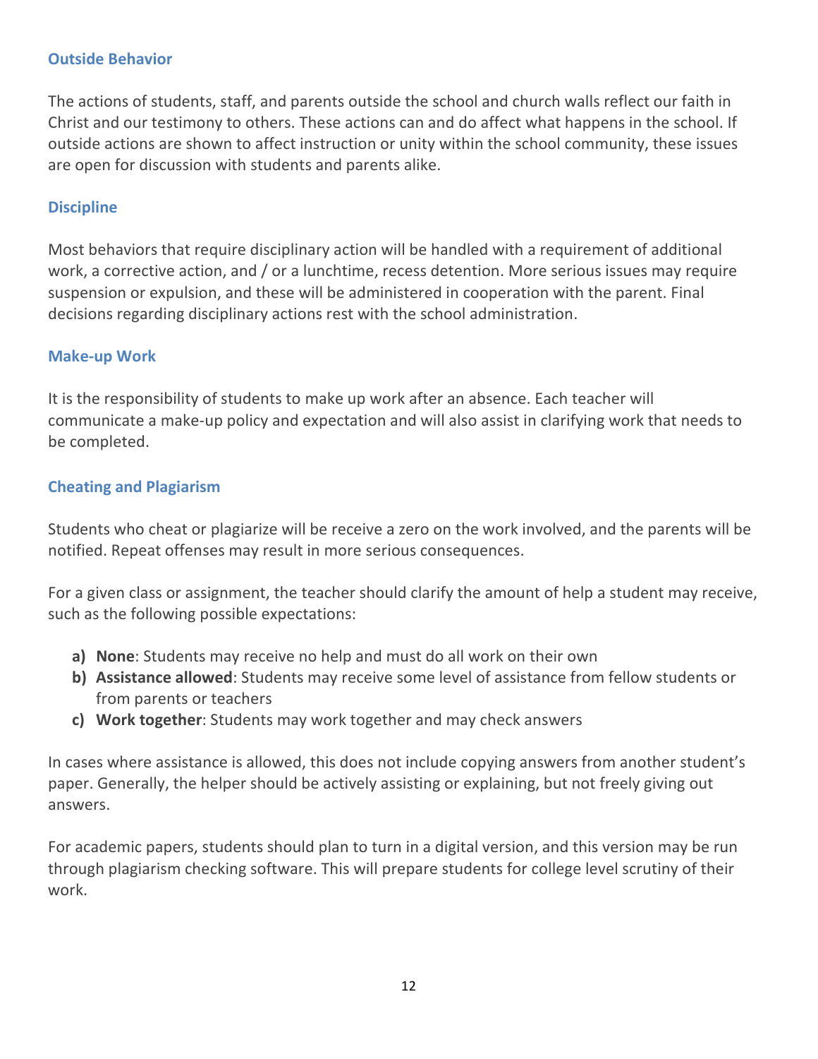### Outside Behavior

The actions of students, staff, and parents outside the school and church walls reflect our faith in Christ and our testimony to others. These actions can and do affect what happens in the school. If outside actions are shown to affect instruction or unity within the school community, these issues are open for discussion with students and parents alike.

### Discipline

Most behaviors that require disciplinary action will be handled with a requirement of additional work, a corrective action, and / or a lunchtime, recess detention. More serious issues may require suspension or expulsion, and these will be administered in cooperation with the parent. Final decisions regarding disciplinary actions rest with the school administration.

### Make-up Work

It is the responsibility of students to make up work after an absence. Each teacher will communicate a make-up policy and expectation and will also assist in clarifying work that needs to be completed.

### Cheating and Plagiarism

Students who cheat or plagiarize will be receive a zero on the work involved, and the parents will be notified. Repeat offenses may result in more serious consequences.

For a given class or assignment, the teacher should clarify the amount of help a student may receive, such as the following possible expectations:

a) **None**: Students may receive no help and must do all work on their own
b) **Assistance allowed**: Students may receive some level of assistance from fellow students or from parents or teachers
c) **Work together**: Students may work together and may check answers

In cases where assistance is allowed, this does not include copying answers from another student's paper. Generally, the helper should be actively assisting or explaining, but not freely giving out answers.

For academic papers, students should plan to turn in a digital version, and this version may be run through plagiarism checking software. This will prepare students for college level scrutiny of their work.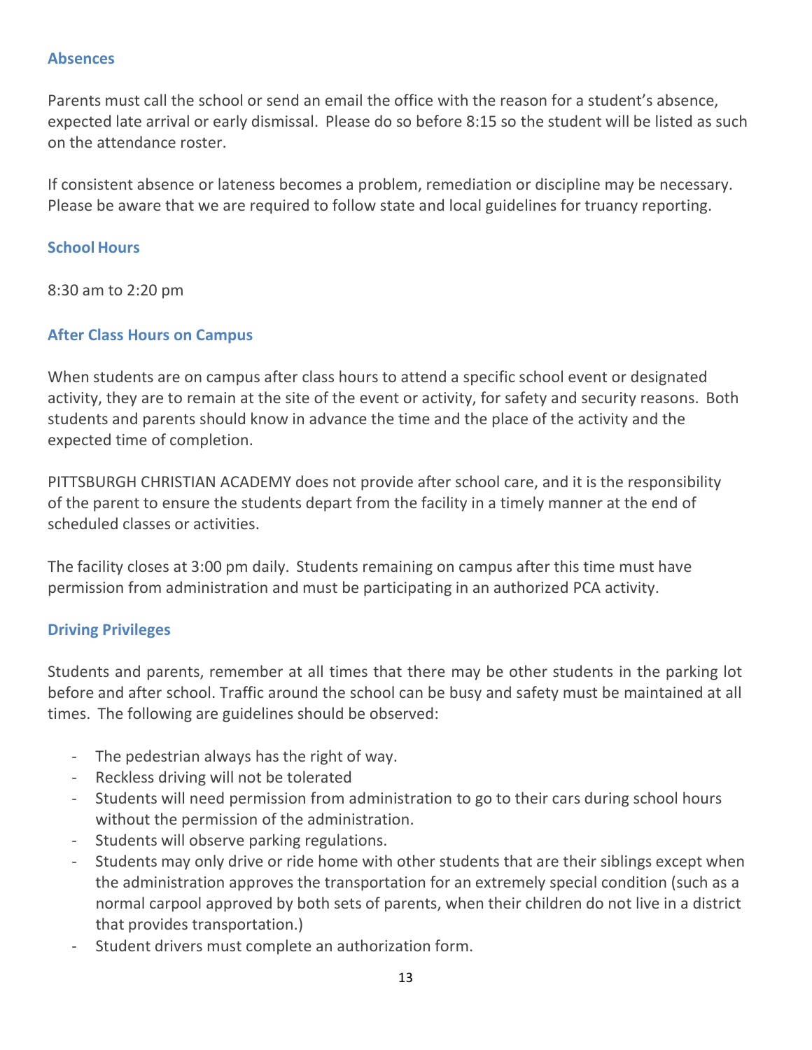## Absences

Parents must call the school or send an email the office with the reason for a student's absence, expected late arrival or early dismissal. Please do so before 8:15 so the student will be listed as such on the attendance roster.

If consistent absence or lateness becomes a problem, remediation or discipline may be necessary. Please be aware that we are required to follow state and local guidelines for truancy reporting.

## School Hours

8:30 am to 2:20 pm

## After Class Hours on Campus

When students are on campus after class hours to attend a specific school event or designated activity, they are to remain at the site of the event or activity, for safety and security reasons. Both students and parents should know in advance the time and the place of the activity and the expected time of completion.

PITTSBURGH CHRISTIAN ACADEMY does not provide after school care, and it is the responsibility of the parent to ensure the students depart from the facility in a timely manner at the end of scheduled classes or activities.

The facility closes at 3:00 pm daily. Students remaining on campus after this time must have permission from administration and must be participating in an authorized PCA activity.

## Driving Privileges

Students and parents, remember at all times that there may be other students in the parking lot before and after school. Traffic around the school can be busy and safety must be maintained at all times. The following are guidelines should be observed:

- The pedestrian always has the right of way.
- Reckless driving will not be tolerated
- Students will need permission from administration to go to their cars during school hours without the permission of the administration.
- Students will observe parking regulations.
- Students may only drive or ride home with other students that are their siblings except when the administration approves the transportation for an extremely special condition (such as a normal carpool approved by both sets of parents, when their children do not live in a district that provides transportation.)
- Student drivers must complete an authorization form.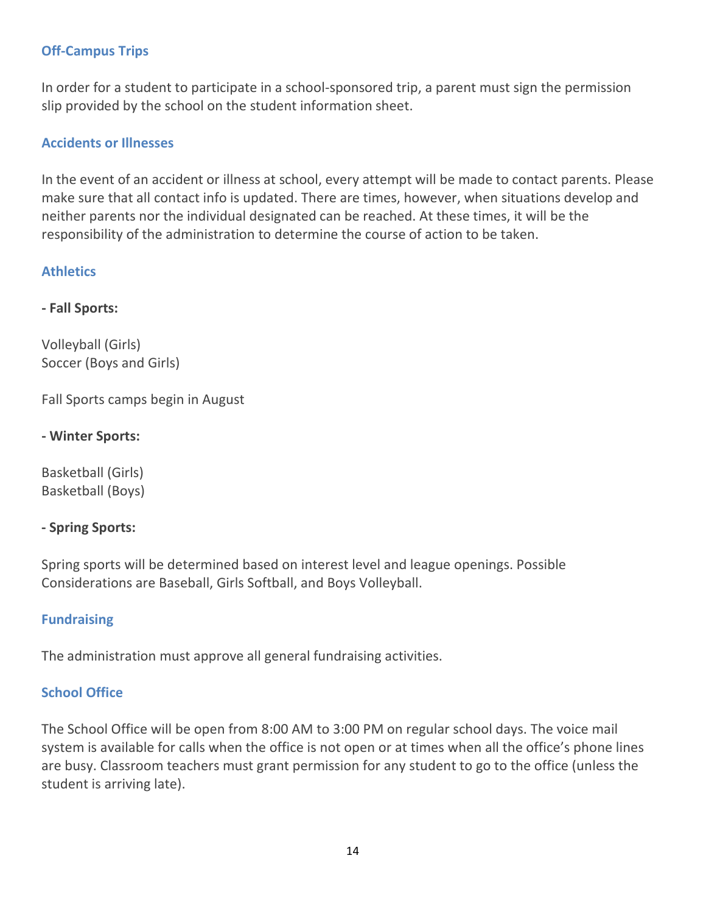## Off-Campus Trips

In order for a student to participate in a school-sponsored trip, a parent must sign the permission slip provided by the school on the student information sheet.

## Accidents or Illnesses

In the event of an accident or illness at school, every attempt will be made to contact parents. Please make sure that all contact info is updated. There are times, however, when situations develop and neither parents nor the individual designated can be reached. At these times, it will be the responsibility of the administration to determine the course of action to be taken.

## Athletics

**- Fall Sports:**

Volleyball (Girls)
Soccer (Boys and Girls)

Fall Sports camps begin in August

**- Winter Sports:**

Basketball (Girls)
Basketball (Boys)

**- Spring Sports:**

Spring sports will be determined based on interest level and league openings. Possible Considerations are Baseball, Girls Softball, and Boys Volleyball.

## Fundraising

The administration must approve all general fundraising activities.

## School Office

The School Office will be open from 8:00 AM to 3:00 PM on regular school days. The voice mail system is available for calls when the office is not open or at times when all the office's phone lines are busy. Classroom teachers must grant permission for any student to go to the office (unless the student is arriving late).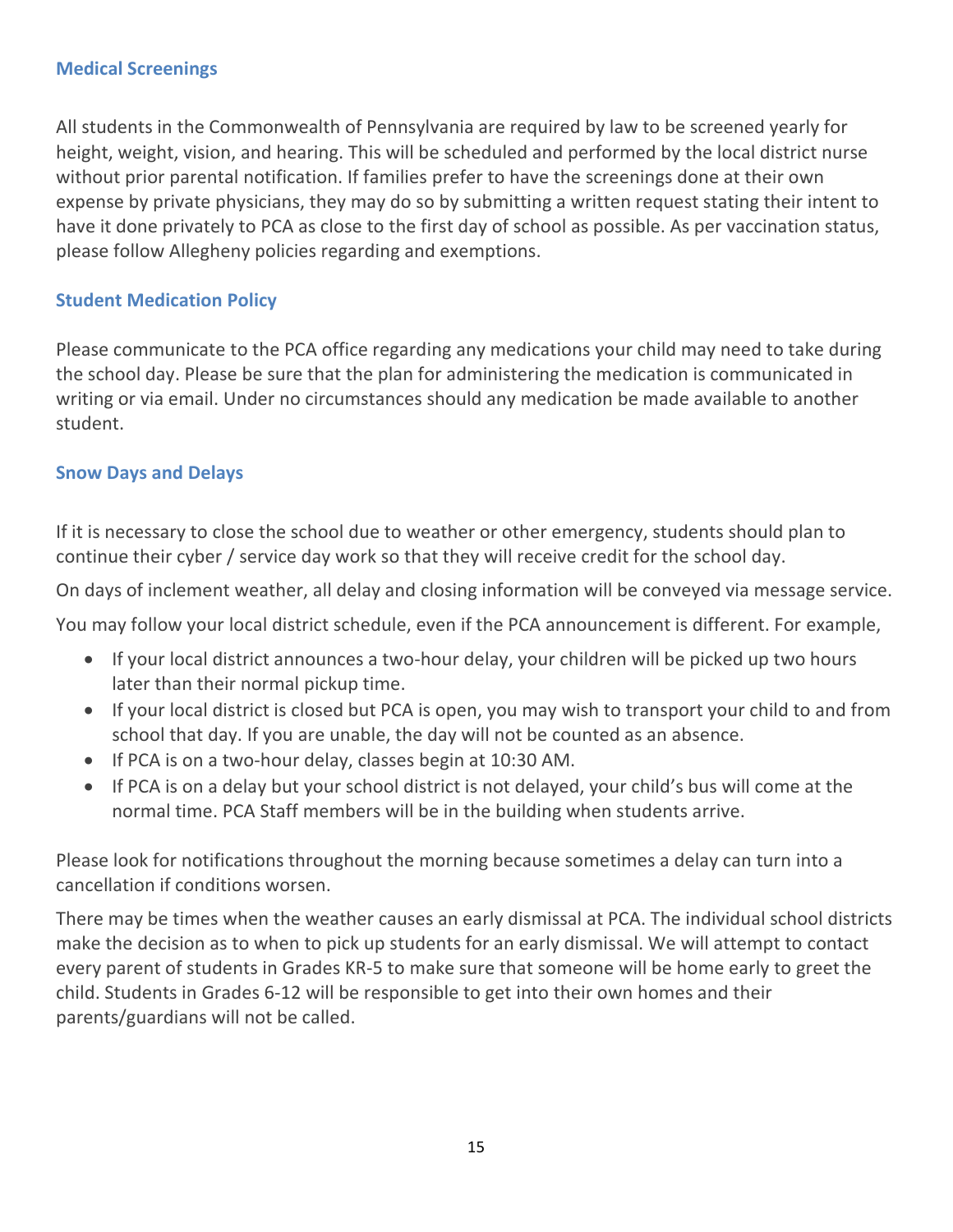### Medical Screenings

All students in the Commonwealth of Pennsylvania are required by law to be screened yearly for height, weight, vision, and hearing. This will be scheduled and performed by the local district nurse without prior parental notification. If families prefer to have the screenings done at their own expense by private physicians, they may do so by submitting a written request stating their intent to have it done privately to PCA as close to the first day of school as possible. As per vaccination status, please follow Allegheny policies regarding and exemptions.

### Student Medication Policy

Please communicate to the PCA office regarding any medications your child may need to take during the school day. Please be sure that the plan for administering the medication is communicated in writing or via email. Under no circumstances should any medication be made available to another student.

### Snow Days and Delays

If it is necessary to close the school due to weather or other emergency, students should plan to continue their cyber / service day work so that they will receive credit for the school day.

On days of inclement weather, all delay and closing information will be conveyed via message service.

You may follow your local district schedule, even if the PCA announcement is different. For example,

- If your local district announces a two-hour delay, your children will be picked up two hours later than their normal pickup time.
- If your local district is closed but PCA is open, you may wish to transport your child to and from school that day. If you are unable, the day will not be counted as an absence.
- If PCA is on a two-hour delay, classes begin at 10:30 AM.
- If PCA is on a delay but your school district is not delayed, your child's bus will come at the normal time. PCA Staff members will be in the building when students arrive.

Please look for notifications throughout the morning because sometimes a delay can turn into a cancellation if conditions worsen.

There may be times when the weather causes an early dismissal at PCA. The individual school districts make the decision as to when to pick up students for an early dismissal. We will attempt to contact every parent of students in Grades KR-5 to make sure that someone will be home early to greet the child. Students in Grades 6-12 will be responsible to get into their own homes and their parents/guardians will not be called.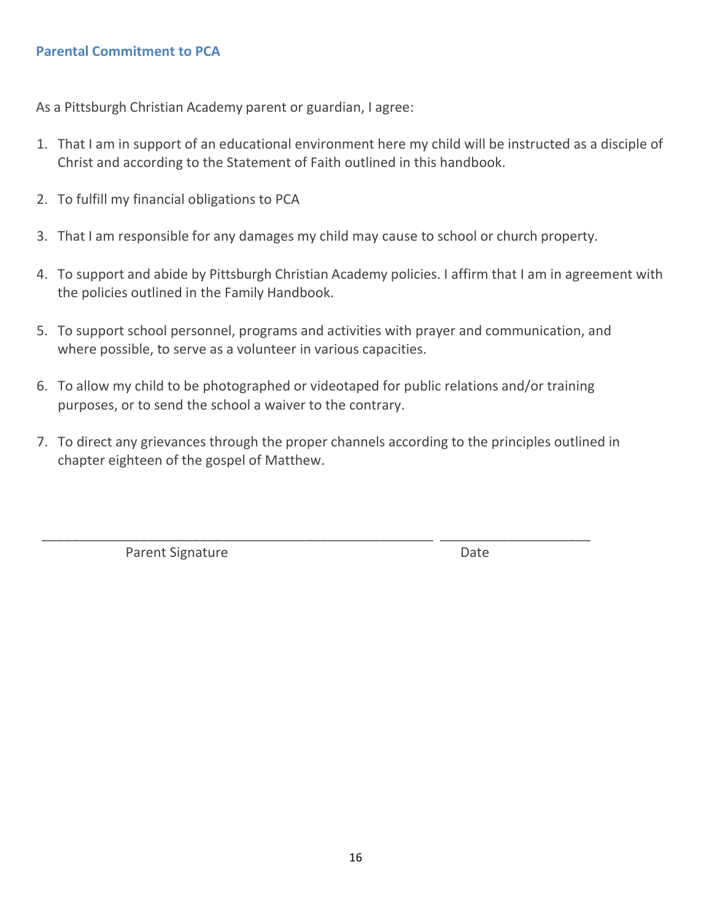### Parental Commitment to PCA

As a Pittsburgh Christian Academy parent or guardian, I agree:

1. That I am in support of an educational environment here my child will be instructed as a disciple of Christ and according to the Statement of Faith outlined in this handbook.

2. To fulfill my financial obligations to PCA

3. That I am responsible for any damages my child may cause to school or church property.

4. To support and abide by Pittsburgh Christian Academy policies. I affirm that I am in agreement with the policies outlined in the Family Handbook.

5. To support school personnel, programs and activities with prayer and communication, and where possible, to serve as a volunteer in various capacities.

6. To allow my child to be photographed or videotaped for public relations and/or training purposes, or to send the school a waiver to the contrary.

7. To direct any grievances through the proper channels according to the principles outlined in chapter eighteen of the gospel of Matthew.

_____________________________________________________ ____________________

Parent Signature Date